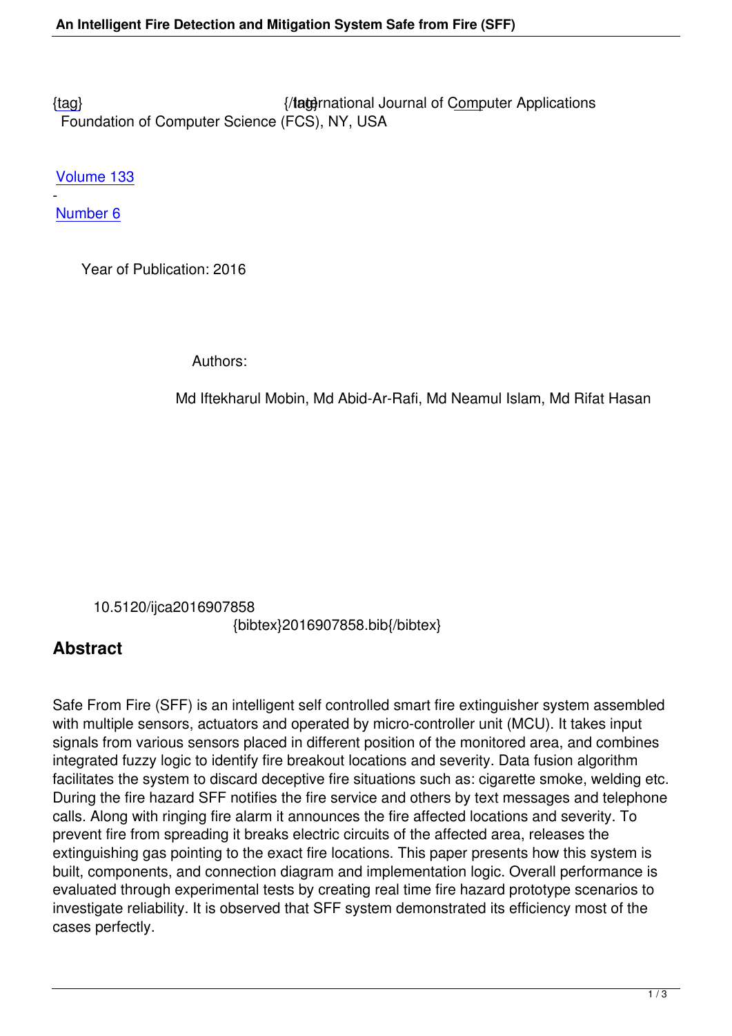{tag} {/tag}International Journal of Computer Applications
Foundation of Computer Science (FCS), NY, USA

Volume 133
-
Number 6

Year of Publication: 2016

Authors:

Md Iftekharul Mobin, Md Abid-Ar-Rafi, Md Neamul Islam, Md Rifat Hasan

10.5120/ijca2016907858
{bibtex}2016907858.bib{/bibtex}

## Abstract

Safe From Fire (SFF) is an intelligent self controlled smart fire extinguisher system assembled with multiple sensors, actuators and operated by micro-controller unit (MCU). It takes input signals from various sensors placed in different position of the monitored area, and combines integrated fuzzy logic to identify fire breakout locations and severity. Data fusion algorithm facilitates the system to discard deceptive fire situations such as: cigarette smoke, welding etc. During the fire hazard SFF notifies the fire service and others by text messages and telephone calls. Along with ringing fire alarm it announces the fire affected locations and severity. To prevent fire from spreading it breaks electric circuits of the affected area, releases the extinguishing gas pointing to the exact fire locations. This paper presents how this system is built, components, and connection diagram and implementation logic. Overall performance is evaluated through experimental tests by creating real time fire hazard prototype scenarios to investigate reliability. It is observed that SFF system demonstrated its efficiency most of the cases perfectly.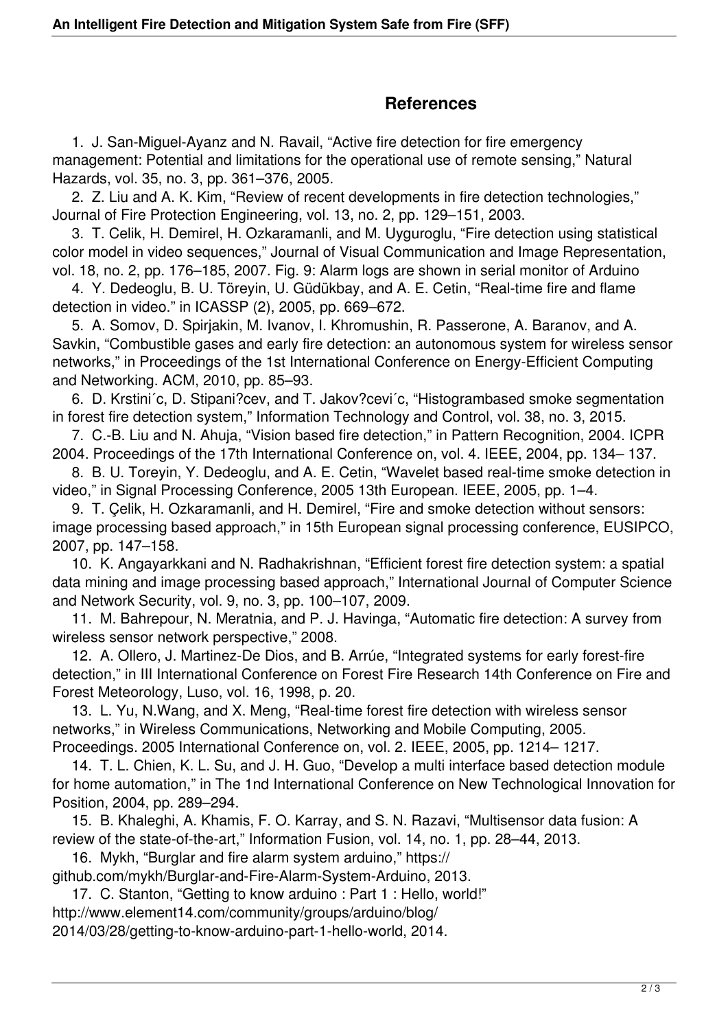## References

1. J. San-Miguel-Ayanz and N. Ravail, “Active fire detection for fire emergency management: Potential and limitations for the operational use of remote sensing,” Natural Hazards, vol. 35, no. 3, pp. 361–376, 2005.
2. Z. Liu and A. K. Kim, “Review of recent developments in fire detection technologies,” Journal of Fire Protection Engineering, vol. 13, no. 2, pp. 129–151, 2003.
3. T. Celik, H. Demirel, H. Ozkaramanli, and M. Uyguroglu, “Fire detection using statistical color model in video sequences,” Journal of Visual Communication and Image Representation, vol. 18, no. 2, pp. 176–185, 2007. Fig. 9: Alarm logs are shown in serial monitor of Arduino
4. Y. Dedeoglu, B. U. Töreyin, U. Güdükbay, and A. E. Cetin, “Real-time fire and flame detection in video.” in ICASSP (2), 2005, pp. 669–672.
5. A. Somov, D. Spirjakin, M. Ivanov, I. Khromushin, R. Passerone, A. Baranov, and A. Savkin, “Combustible gases and early fire detection: an autonomous system for wireless sensor networks,” in Proceedings of the 1st International Conference on Energy-Efficient Computing and Networking. ACM, 2010, pp. 85–93.
6. D. Krstini´c, D. Stipani?cev, and T. Jakov?cevi´c, “Histogrambased smoke segmentation in forest fire detection system,” Information Technology and Control, vol. 38, no. 3, 2015.
7. C.-B. Liu and N. Ahuja, “Vision based fire detection,” in Pattern Recognition, 2004. ICPR 2004. Proceedings of the 17th International Conference on, vol. 4. IEEE, 2004, pp. 134– 137.
8. B. U. Toreyin, Y. Dedeoglu, and A. E. Cetin, “Wavelet based real-time smoke detection in video,” in Signal Processing Conference, 2005 13th European. IEEE, 2005, pp. 1–4.
9. T. Çelik, H. Ozkaramanli, and H. Demirel, “Fire and smoke detection without sensors: image processing based approach,” in 15th European signal processing conference, EUSIPCO, 2007, pp. 147–158.
10. K. Angayarkkani and N. Radhakrishnan, “Efficient forest fire detection system: a spatial data mining and image processing based approach,” International Journal of Computer Science and Network Security, vol. 9, no. 3, pp. 100–107, 2009.
11. M. Bahrepour, N. Meratnia, and P. J. Havinga, “Automatic fire detection: A survey from wireless sensor network perspective,” 2008.
12. A. Ollero, J. Martinez-De Dios, and B. Arrúe, “Integrated systems for early forest-fire detection,” in III International Conference on Forest Fire Research 14th Conference on Fire and Forest Meteorology, Luso, vol. 16, 1998, p. 20.
13. L. Yu, N.Wang, and X. Meng, “Real-time forest fire detection with wireless sensor networks,” in Wireless Communications, Networking and Mobile Computing, 2005. Proceedings. 2005 International Conference on, vol. 2. IEEE, 2005, pp. 1214– 1217.
14. T. L. Chien, K. L. Su, and J. H. Guo, “Develop a multi interface based detection module for home automation,” in The 1nd International Conference on New Technological Innovation for Position, 2004, pp. 289–294.
15. B. Khaleghi, A. Khamis, F. O. Karray, and S. N. Razavi, “Multisensor data fusion: A review of the state-of-the-art,” Information Fusion, vol. 14, no. 1, pp. 28–44, 2013.
16. Mykh, “Burglar and fire alarm system arduino,” https://github.com/mykh/Burglar-and-Fire-Alarm-System-Arduino, 2013.
17. C. Stanton, “Getting to know arduino : Part 1 : Hello, world!” http://www.element14.com/community/groups/arduino/blog/2014/03/28/getting-to-know-arduino-part-1-hello-world, 2014.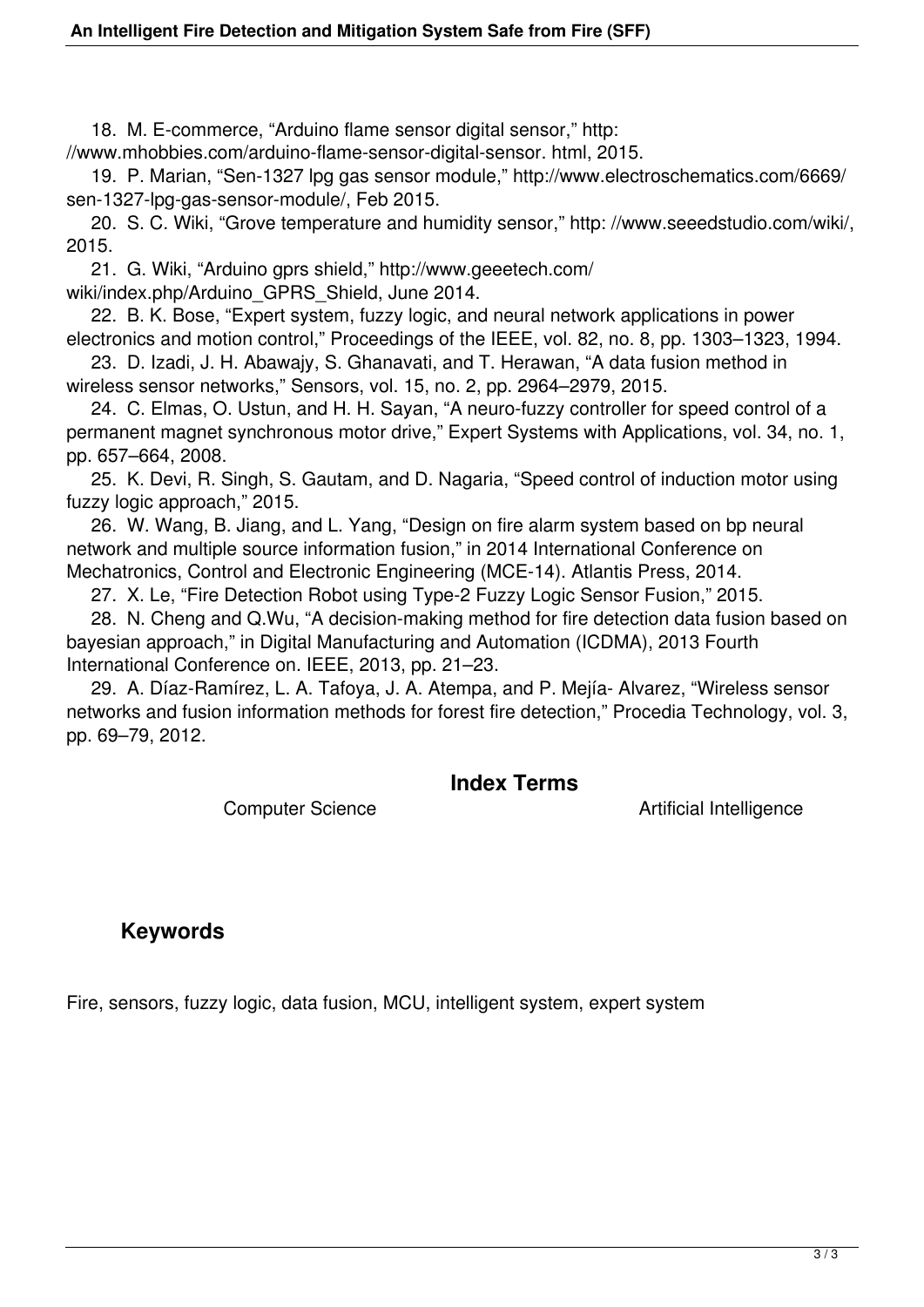18. M. E-commerce, “Arduino flame sensor digital sensor,” http: //www.mhobbies.com/arduino-flame-sensor-digital-sensor. html, 2015.

19. P. Marian, “Sen-1327 lpg gas sensor module,” http://www.electroschematics.com/6669/ sen-1327-lpg-gas-sensor-module/, Feb 2015.

20. S. C. Wiki, “Grove temperature and humidity sensor,” http: //www.seeedstudio.com/wiki/, 2015.

21. G. Wiki, “Arduino gprs shield,” http://www.geeetech.com/ wiki/index.php/Arduino_GPRS_Shield, June 2014.

22. B. K. Bose, “Expert system, fuzzy logic, and neural network applications in power electronics and motion control,” Proceedings of the IEEE, vol. 82, no. 8, pp. 1303–1323, 1994.

23. D. Izadi, J. H. Abawajy, S. Ghanavati, and T. Herawan, “A data fusion method in wireless sensor networks,” Sensors, vol. 15, no. 2, pp. 2964–2979, 2015.

24. C. Elmas, O. Ustun, and H. H. Sayan, “A neuro-fuzzy controller for speed control of a permanent magnet synchronous motor drive,” Expert Systems with Applications, vol. 34, no. 1, pp. 657–664, 2008.

25. K. Devi, R. Singh, S. Gautam, and D. Nagaria, “Speed control of induction motor using fuzzy logic approach,” 2015.

26. W. Wang, B. Jiang, and L. Yang, “Design on fire alarm system based on bp neural network and multiple source information fusion,” in 2014 International Conference on Mechatronics, Control and Electronic Engineering (MCE-14). Atlantis Press, 2014.

27. X. Le, “Fire Detection Robot using Type-2 Fuzzy Logic Sensor Fusion,” 2015.

28. N. Cheng and Q.Wu, “A decision-making method for fire detection data fusion based on bayesian approach,” in Digital Manufacturing and Automation (ICDMA), 2013 Fourth International Conference on. IEEE, 2013, pp. 21–23.

29. A. Díaz-Ramírez, L. A. Tafoya, J. A. Atempa, and P. Mejía- Alvarez, “Wireless sensor networks and fusion information methods for forest fire detection,” Procedia Technology, vol. 3, pp. 69–79, 2012.

## Index Terms

Computer Science

Artificial Intelligence

## Keywords

Fire, sensors, fuzzy logic, data fusion, MCU, intelligent system, expert system